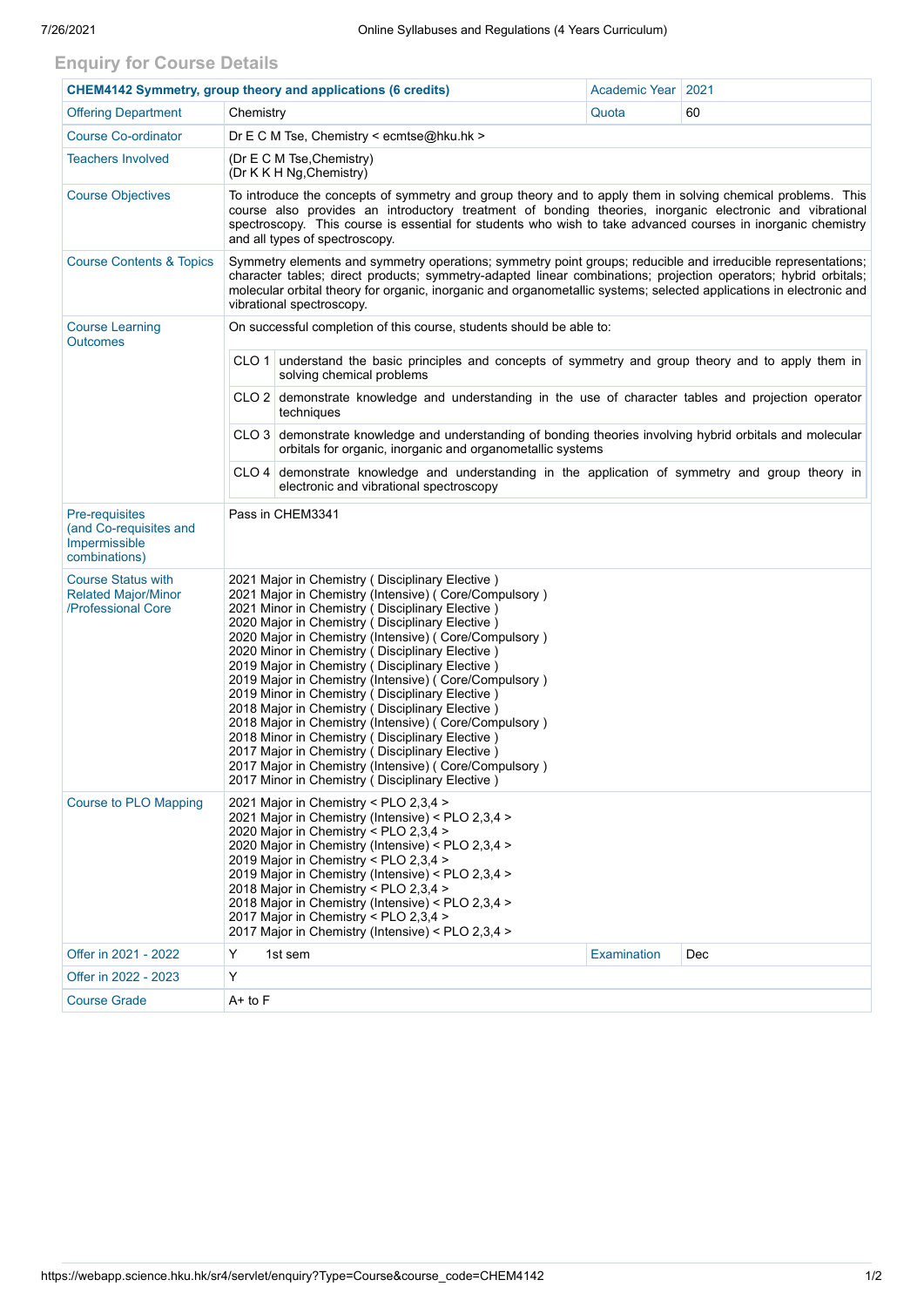## Enquiry for Course Details

| CHEM4142 Symmetry, group theory and applications (6 credits) | | Academic Year | 2021 |
|---|---|---|---|
| Offering Department | Chemistry | Quota | 60 |
| Course Co-ordinator | Dr E C M Tse, Chemistry < ecmtse@hku.hk > | | |
| Teachers Involved | (Dr E C M Tse,Chemistry)<br>(Dr K K H Ng,Chemistry) | | |
| Course Objectives | To introduce the concepts of symmetry and group theory and to apply them in solving chemical problems. This course also provides an introductory treatment of bonding theories, inorganic electronic and vibrational spectroscopy. This course is essential for students who wish to take advanced courses in inorganic chemistry and all types of spectroscopy. | | |
| Course Contents & Topics | Symmetry elements and symmetry operations; symmetry point groups; reducible and irreducible representations; character tables; direct products; symmetry-adapted linear combinations; projection operators; hybrid orbitals; molecular orbital theory for organic, inorganic and organometallic systems; selected applications in electronic and vibrational spectroscopy. | | |
| Course Learning Outcomes | On successful completion of this course, students should be able to:<br>CLO 1 understand the basic principles and concepts of symmetry and group theory and to apply them in solving chemical problems<br>CLO 2 demonstrate knowledge and understanding in the use of character tables and projection operator techniques<br>CLO 3 demonstrate knowledge and understanding of bonding theories involving hybrid orbitals and molecular orbitals for organic, inorganic and organometallic systems<br>CLO 4 demonstrate knowledge and understanding in the application of symmetry and group theory in electronic and vibrational spectroscopy | | |
| Pre-requisites (and Co-requisites and Impermissible combinations) | Pass in CHEM3341 | | |
| Course Status with Related Major/Minor /Professional Core | 2021 Major in Chemistry ( Disciplinary Elective )<br>2021 Major in Chemistry (Intensive) ( Core/Compulsory )<br>2021 Minor in Chemistry ( Disciplinary Elective )<br>2020 Major in Chemistry ( Disciplinary Elective )<br>2020 Major in Chemistry (Intensive) ( Core/Compulsory )<br>2020 Minor in Chemistry ( Disciplinary Elective )<br>2019 Major in Chemistry ( Disciplinary Elective )<br>2019 Major in Chemistry (Intensive) ( Core/Compulsory )<br>2019 Minor in Chemistry ( Disciplinary Elective )<br>2018 Major in Chemistry ( Disciplinary Elective )<br>2018 Major in Chemistry (Intensive) ( Core/Compulsory )<br>2018 Minor in Chemistry ( Disciplinary Elective )<br>2017 Major in Chemistry ( Disciplinary Elective )<br>2017 Major in Chemistry (Intensive) ( Core/Compulsory )<br>2017 Minor in Chemistry ( Disciplinary Elective ) | | |
| Course to PLO Mapping | 2021 Major in Chemistry < PLO 2,3,4 ><br>2021 Major in Chemistry (Intensive) < PLO 2,3,4 ><br>2020 Major in Chemistry < PLO 2,3,4 ><br>2020 Major in Chemistry (Intensive) < PLO 2,3,4 ><br>2019 Major in Chemistry < PLO 2,3,4 ><br>2019 Major in Chemistry (Intensive) < PLO 2,3,4 ><br>2018 Major in Chemistry < PLO 2,3,4 ><br>2018 Major in Chemistry (Intensive) < PLO 2,3,4 ><br>2017 Major in Chemistry < PLO 2,3,4 ><br>2017 Major in Chemistry (Intensive) < PLO 2,3,4 > | | |
| Offer in 2021 - 2022 | Y 1st sem | Examination | Dec |
| Offer in 2022 - 2023 | Y | | |
| Course Grade | A+ to F | | |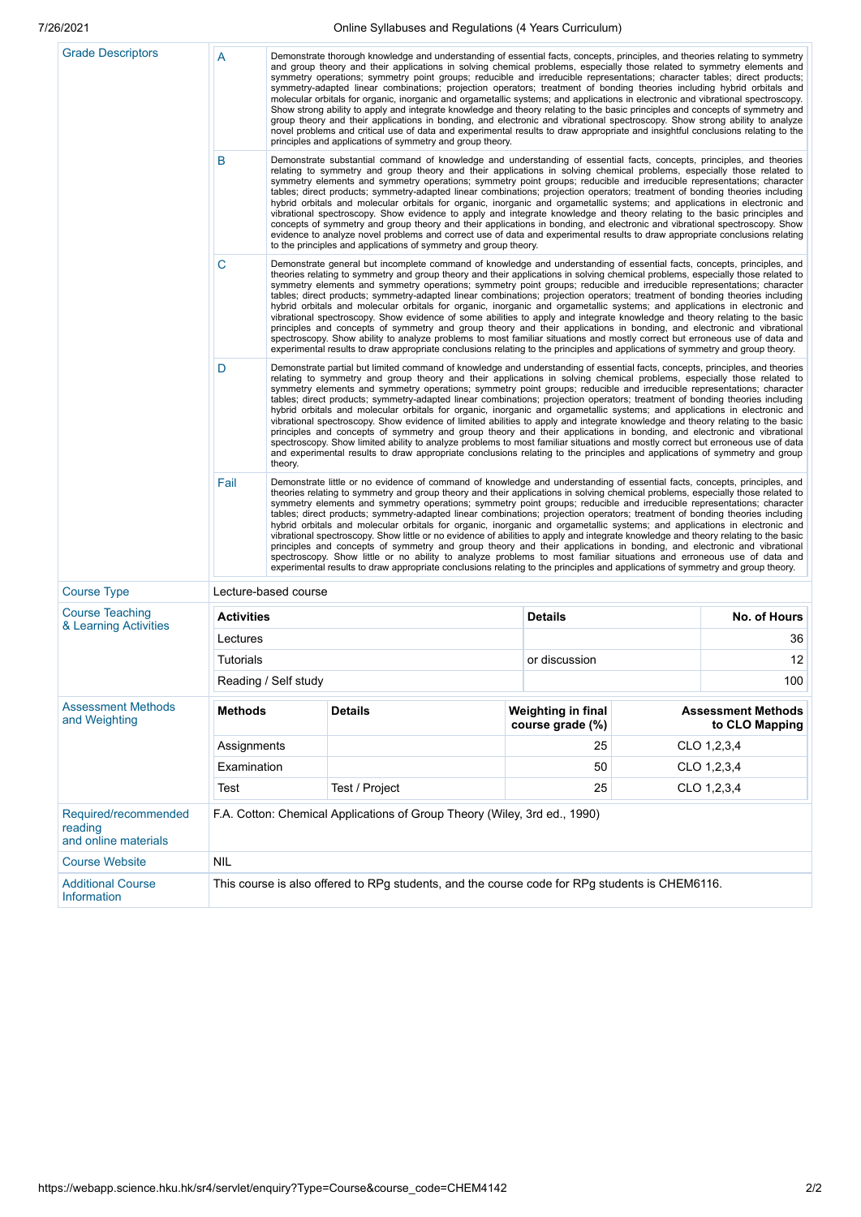| | | |
|---|---|---|
| Grade Descriptors | A | Demonstrate thorough knowledge and understanding of essential facts, concepts, principles, and theories relating to symmetry and group theory and their applications in solving chemical problems, especially those related to symmetry elements and symmetry operations; symmetry point groups; reducible and irreducible representations; character tables; direct products; symmetry-adapted linear combinations; projection operators; treatment of bonding theories including hybrid orbitals and molecular orbitals for organic, inorganic and orgametallic systems; and applications in electronic and vibrational spectroscopy. Show strong ability to apply and integrate knowledge and theory relating to the basic principles and concepts of symmetry and group theory and their applications in bonding, and electronic and vibrational spectroscopy. Show strong ability to analyze novel problems and critical use of data and experimental results to draw appropriate and insightful conclusions relating to the principles and applications of symmetry and group theory. |
| | B | Demonstrate substantial command of knowledge and understanding of essential facts, concepts, principles, and theories relating to symmetry and group theory and their applications in solving chemical problems, especially those related to symmetry elements and symmetry operations; symmetry point groups; reducible and irreducible representations; character tables; direct products; symmetry-adapted linear combinations; projection operators; treatment of bonding theories including hybrid orbitals and molecular orbitals for organic, inorganic and orgametallic systems; and applications in electronic and vibrational spectroscopy. Show evidence to apply and integrate knowledge and theory relating to the basic principles and concepts of symmetry and group theory and their applications in bonding, and electronic and vibrational spectroscopy. Show evidence to analyze novel problems and correct use of data and experimental results to draw appropriate conclusions relating to the principles and applications of symmetry and group theory. |
| | C | Demonstrate general but incomplete command of knowledge and understanding of essential facts, concepts, principles, and theories relating to symmetry and group theory and their applications in solving chemical problems, especially those related to symmetry elements and symmetry operations; symmetry point groups; reducible and irreducible representations; character tables; direct products; symmetry-adapted linear combinations; projection operators; treatment of bonding theories including hybrid orbitals and molecular orbitals for organic, inorganic and orgametallic systems; and applications in electronic and vibrational spectroscopy. Show evidence of some abilities to apply and integrate knowledge and theory relating to the basic principles and concepts of symmetry and group theory and their applications in bonding, and electronic and vibrational spectroscopy. Show ability to analyze problems to most familiar situations and mostly correct but erroneous use of data and experimental results to draw appropriate conclusions relating to the principles and applications of symmetry and group theory. |
| | D | Demonstrate partial but limited command of knowledge and understanding of essential facts, concepts, principles, and theories relating to symmetry and group theory and their applications in solving chemical problems, especially those related to symmetry elements and symmetry operations; symmetry point groups; reducible and irreducible representations; character tables; direct products; symmetry-adapted linear combinations; projection operators; treatment of bonding theories including hybrid orbitals and molecular orbitals for organic, inorganic and orgametallic systems; and applications in electronic and vibrational spectroscopy. Show evidence of limited abilities to apply and integrate knowledge and theory relating to the basic principles and concepts of symmetry and group theory and their applications in bonding, and electronic and vibrational spectroscopy. Show limited ability to analyze problems to most familiar situations and mostly correct but erroneous use of data and experimental results to draw appropriate conclusions relating to the principles and applications of symmetry and group theory. |
| | Fail | Demonstrate little or no evidence of command of knowledge and understanding of essential facts, concepts, principles, and theories relating to symmetry and group theory and their applications in solving chemical problems, especially those related to symmetry elements and symmetry operations; symmetry point groups; reducible and irreducible representations; character tables; direct products; symmetry-adapted linear combinations; projection operators; treatment of bonding theories including hybrid orbitals and molecular orbitals for organic, inorganic and orgametallic systems; and applications in electronic and vibrational spectroscopy. Show little or no evidence of abilities to apply and integrate knowledge and theory relating to the basic principles and concepts of symmetry and group theory and their applications in bonding, and electronic and vibrational spectroscopy. Show little or no ability to analyze problems to most familiar situations and erroneous use of data and experimental results to draw appropriate conclusions relating to the principles and applications of symmetry and group theory. |

**Course Type**

Lecture-based course

**Course Teaching & Learning Activities**

| Activities | Details | No. of Hours |
|---|---|---|
| Lectures | | 36 |
| Tutorials | or discussion | 12 |
| Reading / Self study | | 100 |

**Assessment Methods and Weighting**

| Methods | Details | Weighting in final course grade (%) | Assessment Methods to CLO Mapping |
|---|---|---|---|
| Assignments | | 25 | CLO 1,2,3,4 |
| Examination | | 50 | CLO 1,2,3,4 |
| Test | Test / Project | 25 | CLO 1,2,3,4 |

**Required/recommended reading and online materials**

F.A. Cotton: Chemical Applications of Group Theory (Wiley, 3rd ed., 1990)

**Course Website**

NIL

**Additional Course Information**

This course is also offered to RPg students, and the course code for RPg students is CHEM6116.